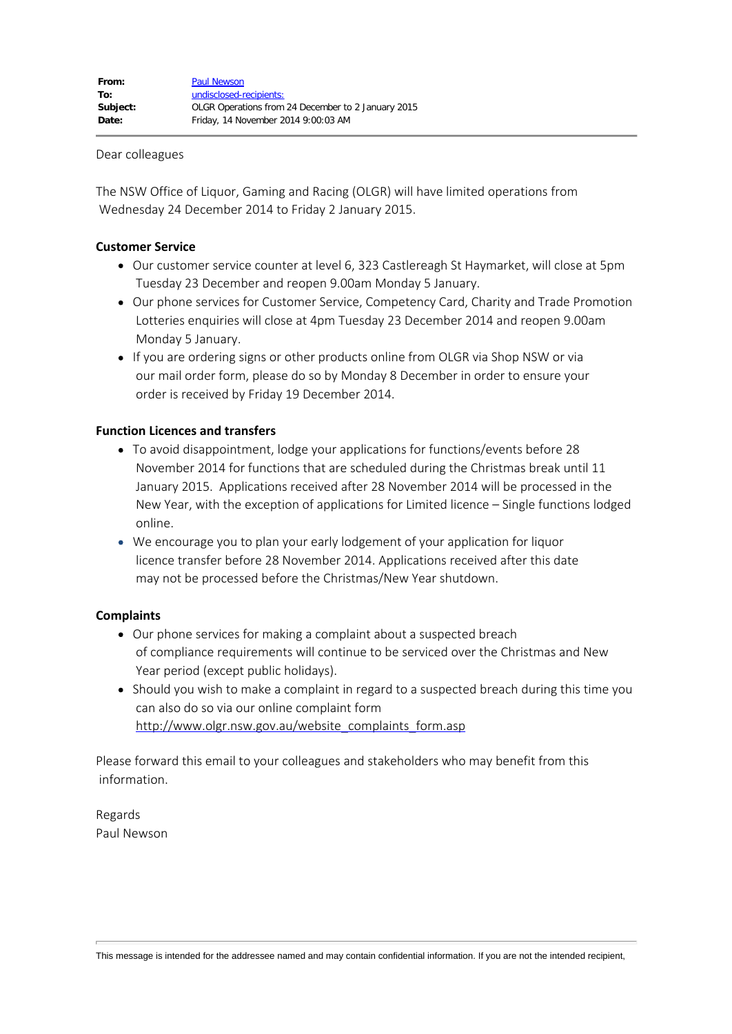**From:** [Paul Newson]
**To:** [undisclosed-recipients:]
**Subject:** OLGR Operations from 24 December to 2 January 2015
**Date:** Friday, 14 November 2014 9:00:03 AM

---

Dear colleagues

The NSW Office of Liquor, Gaming and Racing (OLGR) will have limited operations from Wednesday 24 December 2014 to Friday 2 January 2015.

**Customer Service**

- Our customer service counter at level 6, 323 Castlereagh St Haymarket, will close at 5pm Tuesday 23 December and reopen 9.00am Monday 5 January.
- Our phone services for Customer Service, Competency Card, Charity and Trade Promotion Lotteries enquiries will close at 4pm Tuesday 23 December 2014 and reopen 9.00am Monday 5 January.
- If you are ordering signs or other products online from OLGR via Shop NSW or via our mail order form, please do so by Monday 8 December in order to ensure your order is received by Friday 19 December 2014.

**Function Licences and transfers**

- To avoid disappointment, lodge your applications for functions/events before 28 November 2014 for functions that are scheduled during the Christmas break until 11 January 2015. Applications received after 28 November 2014 will be processed in the New Year, with the exception of applications for Limited licence – Single functions lodged online.
- We encourage you to plan your early lodgement of your application for liquor licence transfer before 28 November 2014. Applications received after this date may not be processed before the Christmas/New Year shutdown.

**Complaints**

- Our phone services for making a complaint about a suspected breach of compliance requirements will continue to be serviced over the Christmas and New Year period (except public holidays).
- Should you wish to make a complaint in regard to a suspected breach during this time you can also do so via our online complaint form http://www.olgr.nsw.gov.au/website_complaints_form.asp

Please forward this email to your colleagues and stakeholders who may benefit from this information.

Regards
Paul Newson

---

This message is intended for the addressee named and may contain confidential information. If you are not the intended recipient,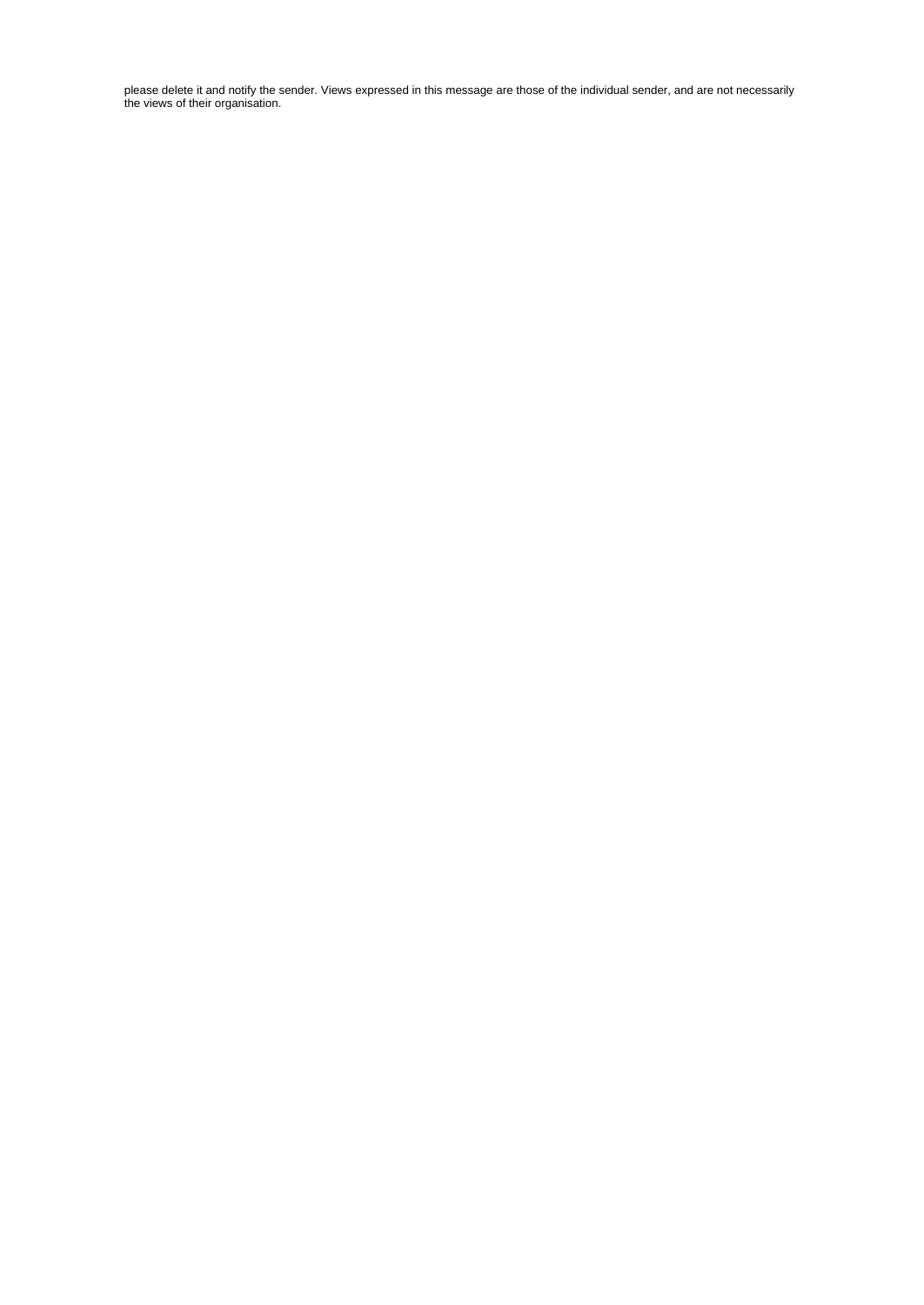please delete it and notify the sender. Views expressed in this message are those of the individual sender, and are not necessarily the views of their organisation.